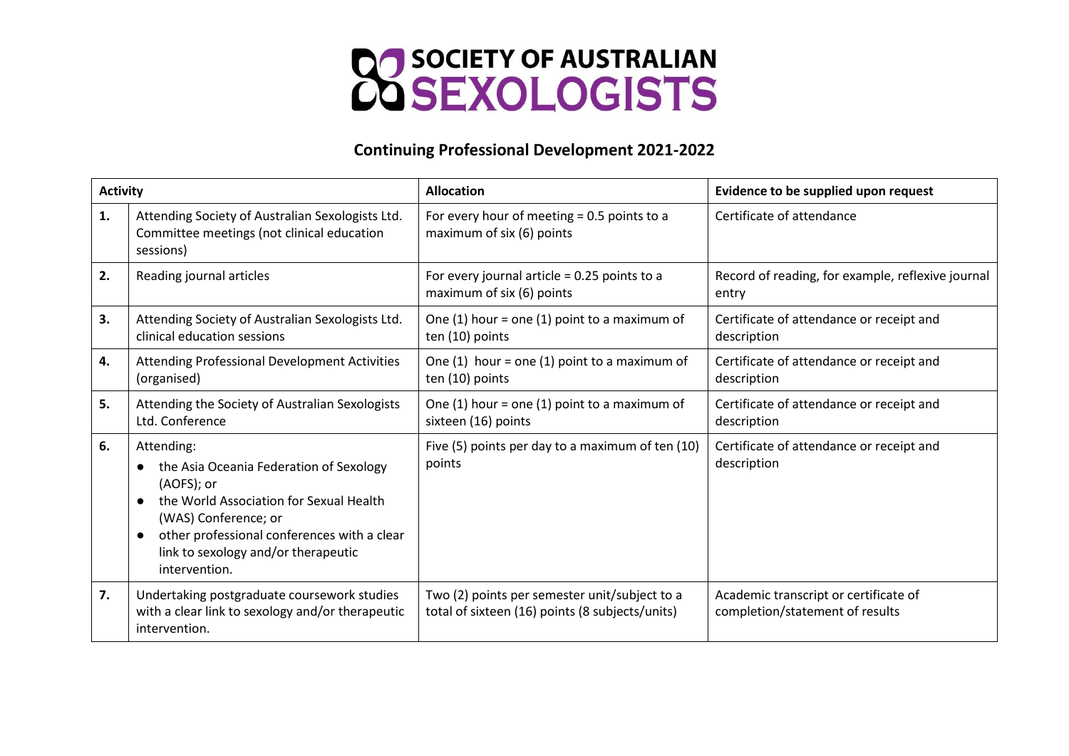# SOCIETY OF AUSTRALIAN SEXOLOGISTS

## Continuing Professional Development 2021-2022

| Activity | | Allocation | Evidence to be supplied upon request |
|---|---|---|---|
| **1.** | Attending Society of Australian Sexologists Ltd. Committee meetings (not clinical education sessions) | For every hour of meeting = 0.5 points to a maximum of six (6) points | Certificate of attendance |
| **2.** | Reading journal articles | For every journal article = 0.25 points to a maximum of six (6) points | Record of reading, for example, reflexive journal entry |
| **3.** | Attending Society of Australian Sexologists Ltd. clinical education sessions | One (1) hour = one (1) point to a maximum of ten (10) points | Certificate of attendance or receipt and description |
| **4.** | Attending Professional Development Activities (organised) | One (1) hour = one (1) point to a maximum of ten (10) points | Certificate of attendance or receipt and description |
| **5.** | Attending the Society of Australian Sexologists Ltd. Conference | One (1) hour = one (1) point to a maximum of sixteen (16) points | Certificate of attendance or receipt and description |
| **6.** | Attending: <br>● the Asia Oceania Federation of Sexology (AOFS); or <br>● the World Association for Sexual Health (WAS) Conference; or <br>● other professional conferences with a clear link to sexology and/or therapeutic intervention. | Five (5) points per day to a maximum of ten (10) points | Certificate of attendance or receipt and description |
| **7.** | Undertaking postgraduate coursework studies with a clear link to sexology and/or therapeutic intervention. | Two (2) points per semester unit/subject to a total of sixteen (16) points (8 subjects/units) | Academic transcript or certificate of completion/statement of results |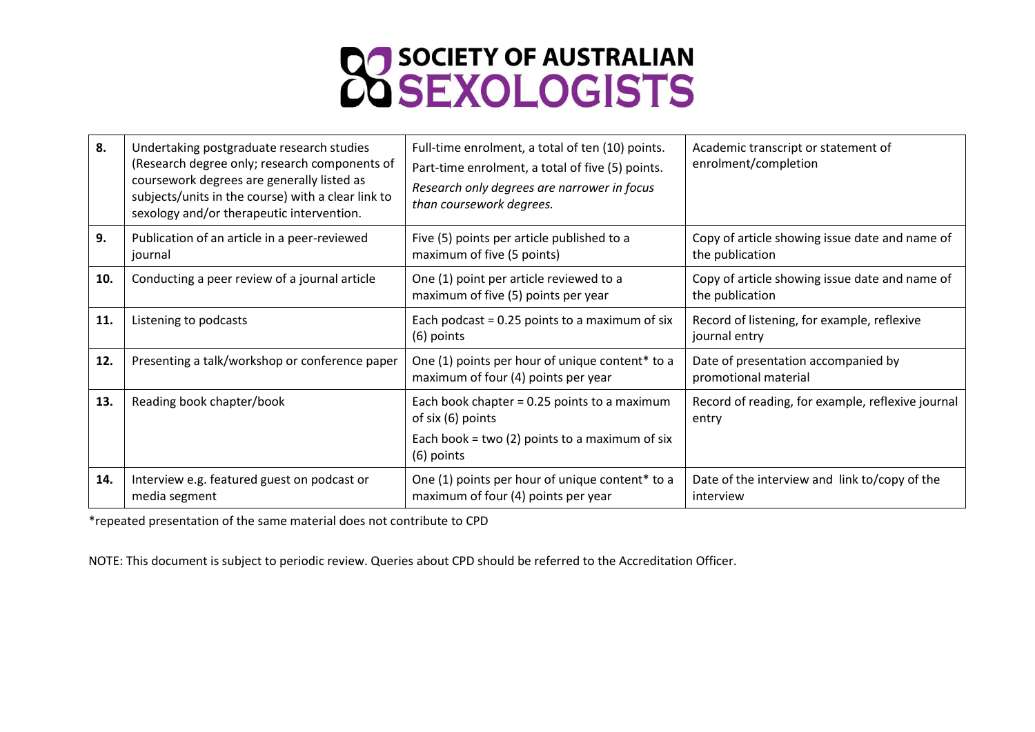# SOCIETY OF AUSTRALIAN SEXOLOGISTS

| | | | |
|---|---|---|---|
| **8.** | Undertaking postgraduate research studies (Research degree only; research components of coursework degrees are generally listed as subjects/units in the course) with a clear link to sexology and/or therapeutic intervention. | Full-time enrolment, a total of ten (10) points.<br>Part-time enrolment, a total of five (5) points.<br>*Research only degrees are narrower in focus than coursework degrees.* | Academic transcript or statement of enrolment/completion |
| **9.** | Publication of an article in a peer-reviewed journal | Five (5) points per article published to a maximum of five (5 points) | Copy of article showing issue date and name of the publication |
| **10.** | Conducting a peer review of a journal article | One (1) point per article reviewed to a maximum of five (5) points per year | Copy of article showing issue date and name of the publication |
| **11.** | Listening to podcasts | Each podcast = 0.25 points to a maximum of six (6) points | Record of listening, for example, reflexive journal entry |
| **12.** | Presenting a talk/workshop or conference paper | One (1) points per hour of unique content* to a maximum of four (4) points per year | Date of presentation accompanied by promotional material |
| **13.** | Reading book chapter/book | Each book chapter = 0.25 points to a maximum of six (6) points<br>Each book = two (2) points to a maximum of six (6) points | Record of reading, for example, reflexive journal entry |
| **14.** | Interview e.g. featured guest on podcast or media segment | One (1) points per hour of unique content* to a maximum of four (4) points per year | Date of the interview and link to/copy of the interview |

*repeated presentation of the same material does not contribute to CPD

NOTE: This document is subject to periodic review. Queries about CPD should be referred to the Accreditation Officer.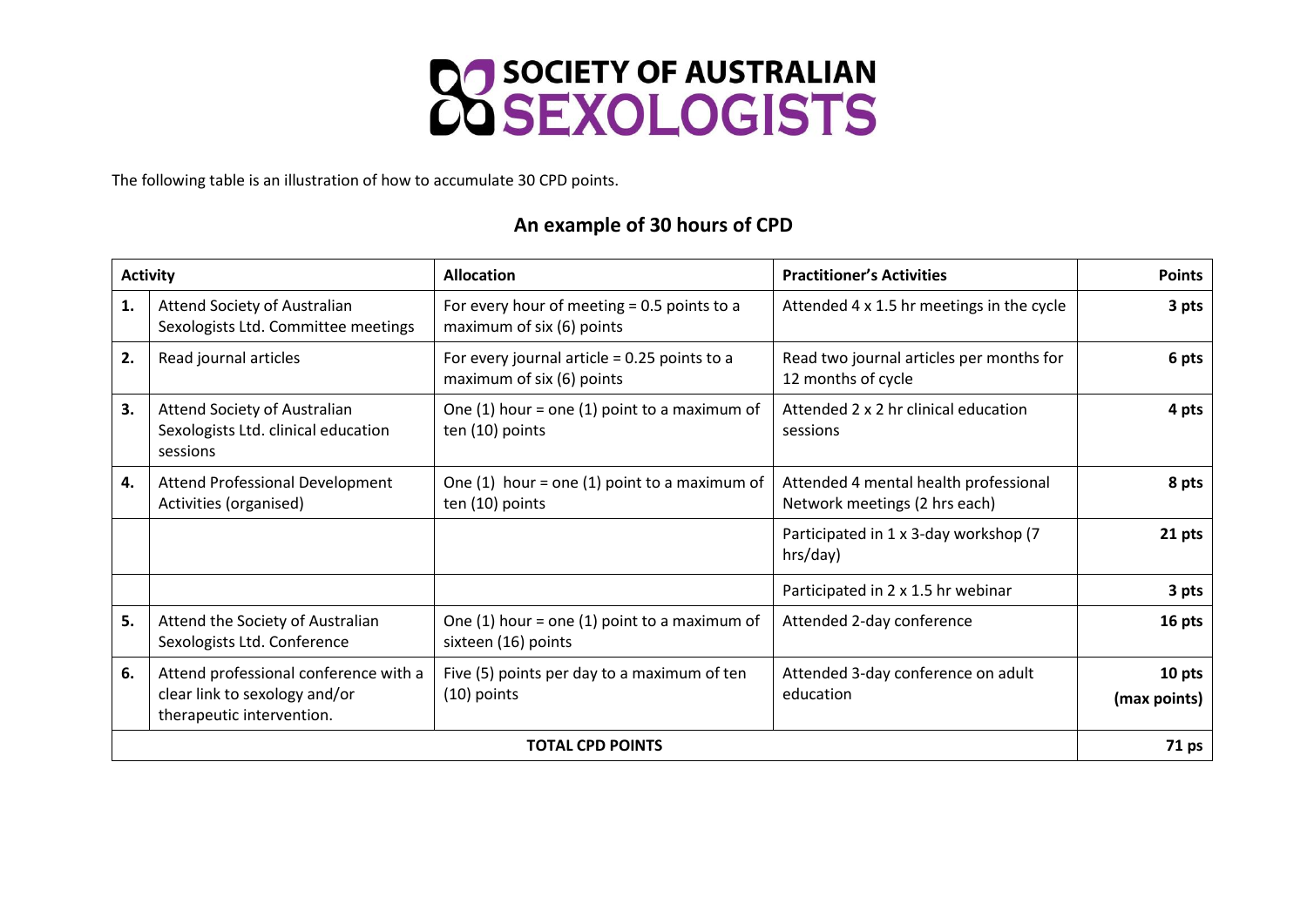# SOCIETY OF AUSTRALIAN SEXOLOGISTS

The following table is an illustration of how to accumulate 30 CPD points.

## An example of 30 hours of CPD

| Activity | | Allocation | Practitioner's Activities | Points |
|---|---|---|---|---|
| **1.** | Attend Society of Australian Sexologists Ltd. Committee meetings | For every hour of meeting = 0.5 points to a maximum of six (6) points | Attended 4 x 1.5 hr meetings in the cycle | **3 pts** |
| **2.** | Read journal articles | For every journal article = 0.25 points to a maximum of six (6) points | Read two journal articles per months for 12 months of cycle | **6 pts** |
| **3.** | Attend Society of Australian Sexologists Ltd. clinical education sessions | One (1) hour = one (1) point to a maximum of ten (10) points | Attended 2 x 2 hr clinical education sessions | **4 pts** |
| **4.** | Attend Professional Development Activities (organised) | One (1) hour = one (1) point to a maximum of ten (10) points | Attended 4 mental health professional Network meetings (2 hrs each) | **8 pts** |
| | | | Participated in 1 x 3-day workshop (7 hrs/day) | **21 pts** |
| | | | Participated in 2 x 1.5 hr webinar | **3 pts** |
| **5.** | Attend the Society of Australian Sexologists Ltd. Conference | One (1) hour = one (1) point to a maximum of sixteen (16) points | Attended 2-day conference | **16 pts** |
| **6.** | Attend professional conference with a clear link to sexology and/or therapeutic intervention. | Five (5) points per day to a maximum of ten (10) points | Attended 3-day conference on adult education | **10 pts (max points)** |
| **TOTAL CPD POINTS** | | | | **71 ps** |